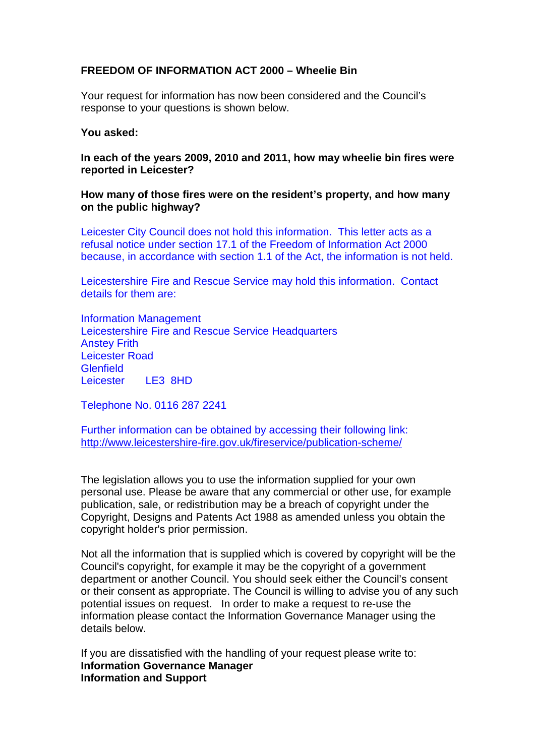**FREEDOM OF INFORMATION ACT 2000 – Wheelie Bin**

Your request for information has now been considered and the Council's response to your questions is shown below.

**You asked:**

**In each of the years 2009, 2010 and 2011, how may wheelie bin fires were reported in Leicester?**

**How many of those fires were on the resident's property, and how many on the public highway?**

Leicester City Council does not hold this information. This letter acts as a refusal notice under section 17.1 of the Freedom of Information Act 2000 because, in accordance with section 1.1 of the Act, the information is not held.

Leicestershire Fire and Rescue Service may hold this information. Contact details for them are:

Information Management
Leicestershire Fire and Rescue Service Headquarters
Anstey Frith
Leicester Road
Glenfield
Leicester LE3 8HD

Telephone No. 0116 287 2241

Further information can be obtained by accessing their following link:
http://www.leicestershire-fire.gov.uk/fireservice/publication-scheme/

The legislation allows you to use the information supplied for your own personal use. Please be aware that any commercial or other use, for example publication, sale, or redistribution may be a breach of copyright under the Copyright, Designs and Patents Act 1988 as amended unless you obtain the copyright holder's prior permission.

Not all the information that is supplied which is covered by copyright will be the Council's copyright, for example it may be the copyright of a government department or another Council. You should seek either the Council's consent or their consent as appropriate. The Council is willing to advise you of any such potential issues on request. In order to make a request to re-use the information please contact the Information Governance Manager using the details below.

If you are dissatisfied with the handling of your request please write to:
**Information Governance Manager**
**Information and Support**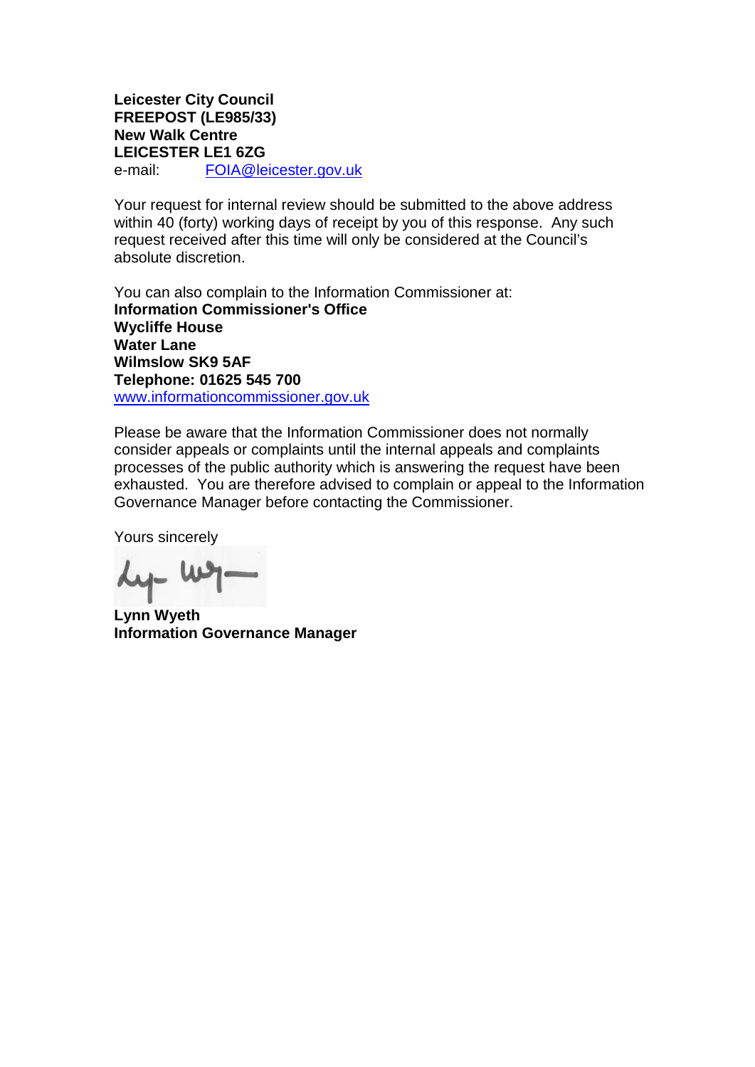**Leicester City Council**
**FREEPOST (LE985/33)**
**New Walk Centre**
**LEICESTER LE1 6ZG**
e-mail: FOIA@leicester.gov.uk

Your request for internal review should be submitted to the above address within 40 (forty) working days of receipt by you of this response. Any such request received after this time will only be considered at the Council's absolute discretion.

You can also complain to the Information Commissioner at:
**Information Commissioner's Office**
**Wycliffe House**
**Water Lane**
**Wilmslow SK9 5AF**
**Telephone: 01625 545 700**
www.informationcommissioner.gov.uk

Please be aware that the Information Commissioner does not normally consider appeals or complaints until the internal appeals and complaints processes of the public authority which is answering the request have been exhausted. You are therefore advised to complain or appeal to the Information Governance Manager before contacting the Commissioner.

Yours sincerely

**Lynn Wyeth**
**Information Governance Manager**